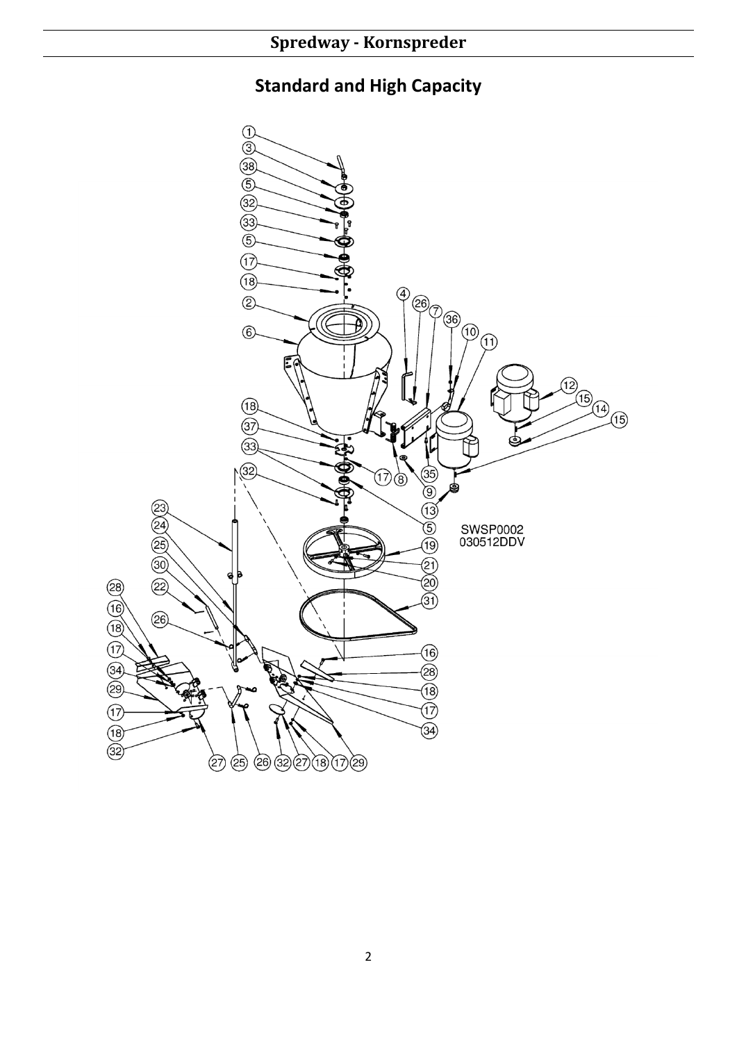# Standard and High Capacity

SWSP0002
030512DDV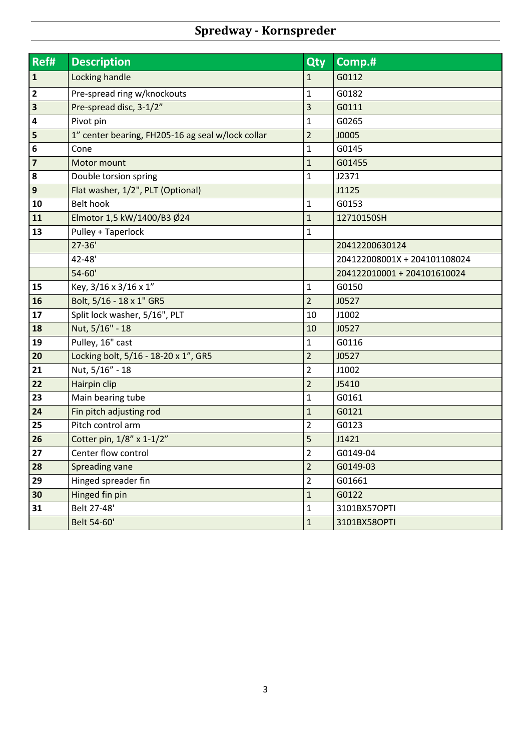## Spredway - Kornspreder

| Ref# | Description | Qty | Comp.# |
|---|---|---|---|
| 1 | Locking handle | 1 | G0112 |
| 2 | Pre-spread ring w/knockouts | 1 | G0182 |
| 3 | Pre-spread disc, 3-1/2” | 3 | G0111 |
| 4 | Pivot pin | 1 | G0265 |
| 5 | 1” center bearing, FH205-16 ag seal w/lock collar | 2 | J0005 |
| 6 | Cone | 1 | G0145 |
| 7 | Motor mount | 1 | G01455 |
| 8 | Double torsion spring | 1 | J2371 |
| 9 | Flat washer, 1/2", PLT (Optional) | | J1125 |
| 10 | Belt hook | 1 | G0153 |
| 11 | Elmotor 1,5 kW/1400/B3 Ø24 | 1 | 12710150SH |
| 13 | Pulley + Taperlock | 1 | |
| | 27-36' | | 20412200630124 |
| | 42-48' | | 204122008001X + 204101108024 |
| | 54-60' | | 204122010001 + 204101610024 |
| 15 | Key, 3/16 x 3/16 x 1” | 1 | G0150 |
| 16 | Bolt, 5/16 - 18 x 1" GR5 | 2 | J0527 |
| 17 | Split lock washer, 5/16", PLT | 10 | J1002 |
| 18 | Nut, 5/16" - 18 | 10 | J0527 |
| 19 | Pulley, 16" cast | 1 | G0116 |
| 20 | Locking bolt, 5/16 - 18-20 x 1”, GR5 | 2 | J0527 |
| 21 | Nut, 5/16” - 18 | 2 | J1002 |
| 22 | Hairpin clip | 2 | J5410 |
| 23 | Main bearing tube | 1 | G0161 |
| 24 | Fin pitch adjusting rod | 1 | G0121 |
| 25 | Pitch control arm | 2 | G0123 |
| 26 | Cotter pin, 1/8” x 1-1/2” | 5 | J1421 |
| 27 | Center flow control | 2 | G0149-04 |
| 28 | Spreading vane | 2 | G0149-03 |
| 29 | Hinged spreader fin | 2 | G01661 |
| 30 | Hinged fin pin | 1 | G0122 |
| 31 | Belt 27-48' | 1 | 3101BX57OPTI |
| | Belt 54-60' | 1 | 3101BX58OPTI |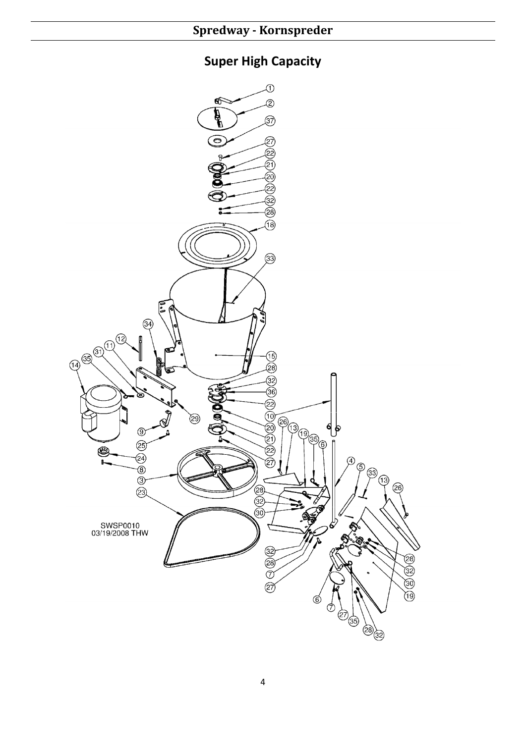## Super High Capacity

SWSP0010
03/19/2008 THW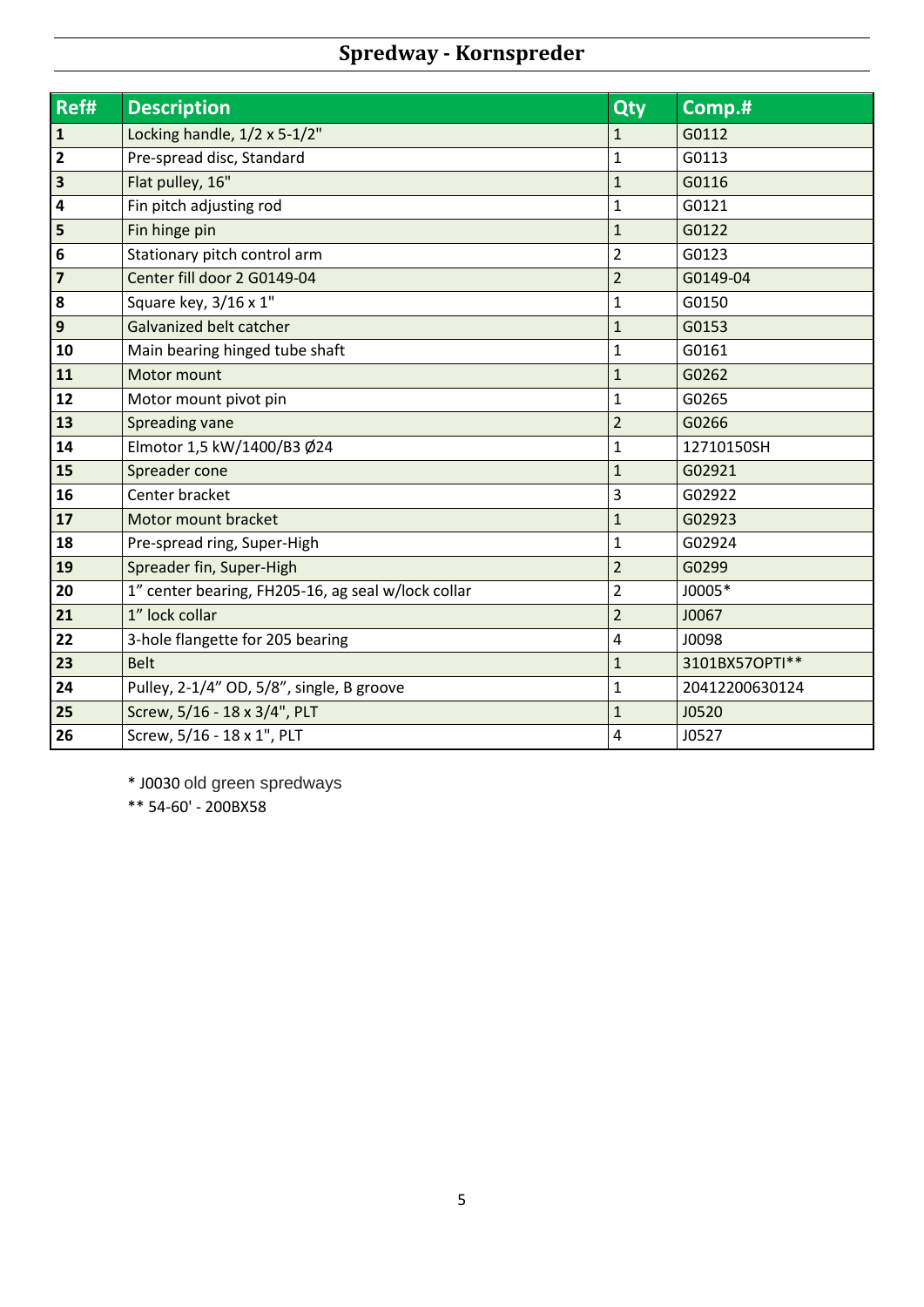# Spredway - Kornspreder

| Ref# | Description | Qty | Comp.# |
|---|---|---|---|
| 1 | Locking handle, 1/2 x 5-1/2" | 1 | G0112 |
| 2 | Pre-spread disc, Standard | 1 | G0113 |
| 3 | Flat pulley, 16" | 1 | G0116 |
| 4 | Fin pitch adjusting rod | 1 | G0121 |
| 5 | Fin hinge pin | 1 | G0122 |
| 6 | Stationary pitch control arm | 2 | G0123 |
| 7 | Center fill door 2 G0149-04 | 2 | G0149-04 |
| 8 | Square key, 3/16 x 1" | 1 | G0150 |
| 9 | Galvanized belt catcher | 1 | G0153 |
| 10 | Main bearing hinged tube shaft | 1 | G0161 |
| 11 | Motor mount | 1 | G0262 |
| 12 | Motor mount pivot pin | 1 | G0265 |
| 13 | Spreading vane | 2 | G0266 |
| 14 | Elmotor 1,5 kW/1400/B3 Ø24 | 1 | 12710150SH |
| 15 | Spreader cone | 1 | G02921 |
| 16 | Center bracket | 3 | G02922 |
| 17 | Motor mount bracket | 1 | G02923 |
| 18 | Pre-spread ring, Super-High | 1 | G02924 |
| 19 | Spreader fin, Super-High | 2 | G0299 |
| 20 | 1" center bearing, FH205-16, ag seal w/lock collar | 2 | J0005* |
| 21 | 1" lock collar | 2 | J0067 |
| 22 | 3-hole flangette for 205 bearing | 4 | J0098 |
| 23 | Belt | 1 | 3101BX57OPTI** |
| 24 | Pulley, 2-1/4" OD, 5/8", single, B groove | 1 | 20412200630124 |
| 25 | Screw, 5/16 - 18 x 3/4", PLT | 1 | J0520 |
| 26 | Screw, 5/16 - 18 x 1", PLT | 4 | J0527 |

\* J0030 old green spredways

\*\* 54-60' - 200BX58